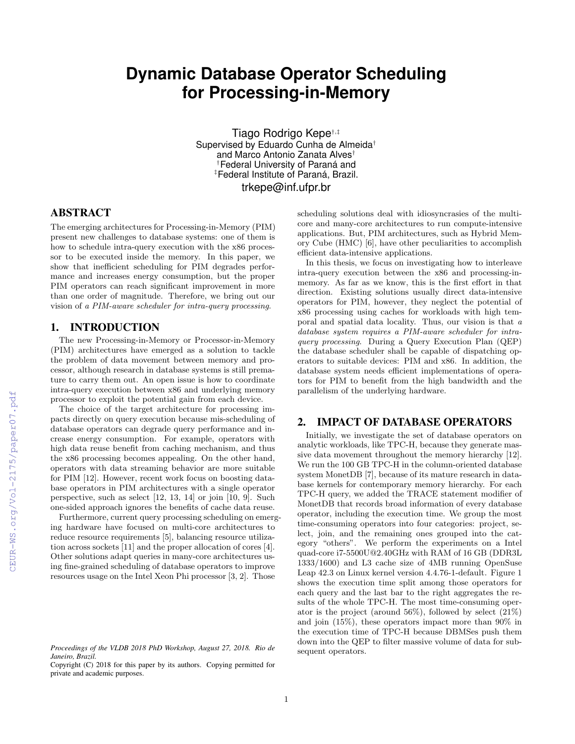# Dynamic Database Operator Scheduling for Processing-in-Memory

Tiago Rodrigo Kepe[†,‡]
Supervised by Eduardo Cunha de Almeida[†]
and Marco Antonio Zanata Alves[†]
[†]Federal University of Paraná and
[‡]Federal Institute of Paraná, Brazil.
trkepe@inf.ufpr.br

## ABSTRACT

The emerging architectures for Processing-in-Memory (PIM) present new challenges to database systems: one of them is how to schedule intra-query execution with the x86 processor to be executed inside the memory. In this paper, we show that inefficient scheduling for PIM degrades performance and increases energy consumption, but the proper PIM operators can reach significant improvement in more than one order of magnitude. Therefore, we bring out our vision of *a PIM-aware scheduler for intra-query processing*.

## 1. INTRODUCTION

The new Processing-in-Memory or Processor-in-Memory (PIM) architectures have emerged as a solution to tackle the problem of data movement between memory and processor, although research in database systems is still premature to carry them out. An open issue is how to coordinate intra-query execution between x86 and underlying memory processor to exploit the potential gain from each device.

The choice of the target architecture for processing impacts directly on query execution because mis-scheduling of database operators can degrade query performance and increase energy consumption. For example, operators with high data reuse benefit from caching mechanism, and thus the x86 processing becomes appealing. On the other hand, operators with data streaming behavior are more suitable for PIM [12]. However, recent work focus on boosting database operators in PIM architectures with a single operator perspective, such as select [12, 13, 14] or join [10, 9]. Such one-sided approach ignores the benefits of cache data reuse.

Furthermore, current query processing scheduling on emerging hardware have focused on multi-core architectures to reduce resource requirements [5], balancing resource utilization across sockets [11] and the proper allocation of cores [4]. Other solutions adapt queries in many-core architectures using fine-grained scheduling of database operators to improve resources usage on the Intel Xeon Phi processor [3, 2]. Those scheduling solutions deal with idiosyncrasies of the multi-core and many-core architectures to run compute-intensive applications. But, PIM architectures, such as Hybrid Memory Cube (HMC) [6], have other peculiarities to accomplish efficient data-intensive applications.

In this thesis, we focus on investigating how to interleave intra-query execution between the x86 and processing-in-memory. As far as we know, this is the first effort in that direction. Existing solutions usually direct data-intensive operators for PIM, however, they neglect the potential of x86 processing using caches for workloads with high temporal and spatial data locality. Thus, our vision is that *a database system requires a PIM-aware scheduler for intra-query processing*. During a Query Execution Plan (QEP) the database scheduler shall be capable of dispatching operators to suitable devices: PIM and x86. In addition, the database system needs efficient implementations of operators for PIM to benefit from the high bandwidth and the parallelism of the underlying hardware.

## 2. IMPACT OF DATABASE OPERATORS

Initially, we investigate the set of database operators on analytic workloads, like TPC-H, because they generate massive data movement throughout the memory hierarchy [12]. We run the 100 GB TPC-H in the column-oriented database system MonetDB [7], because of its mature research in database kernels for contemporary memory hierarchy. For each TPC-H query, we added the TRACE statement modifier of MonetDB that records broad information of every database operator, including the execution time. We group the most time-consuming operators into four categories: project, select, join, and the remaining ones grouped into the category "others". We perform the experiments on a Intel quad-core i7-5500U@2.40GHz with RAM of 16 GB (DDR3L 1333/1600) and L3 cache size of 4MB running OpenSuse Leap 42.3 on Linux kernel version 4.4.76-1-default. Figure 1 shows the execution time split among those operators for each query and the last bar to the right aggregates the results of the whole TPC-H. The most time-consuming operator is the project (around 56%), followed by select (21%) and join (15%), these operators impact more than 90% in the execution time of TPC-H because DBMSes push them down into the QEP to filter massive volume of data for subsequent operators.

*Proceedings of the VLDB 2018 PhD Workshop, August 27, 2018. Rio de Janeiro, Brazil.*
Copyright (C) 2018 for this paper by its authors. Copying permitted for private and academic purposes.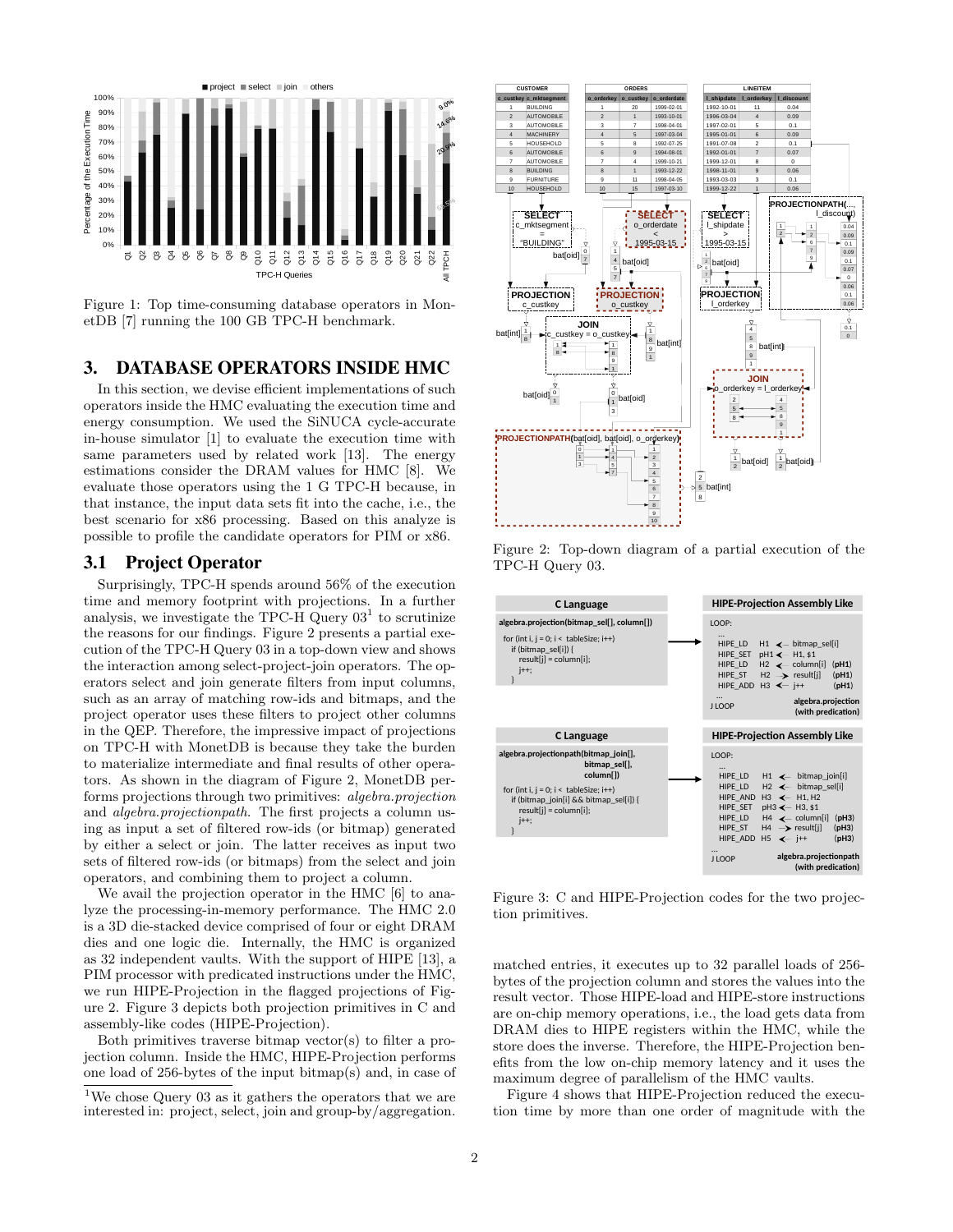Figure 1: Top time-consuming database operators in MonetDB [7] running the 100 GB TPC-H benchmark.

## 3. DATABASE OPERATORS INSIDE HMC

In this section, we devise efficient implementations of such operators inside the HMC evaluating the execution time and energy consumption. We used the SiNUCA cycle-accurate in-house simulator [1] to evaluate the execution time with same parameters used by related work [13]. The energy estimations consider the DRAM values for HMC [8]. We evaluate those operators using the 1 G TPC-H because, in that instance, the input data sets fit into the cache, i.e., the best scenario for x86 processing. Based on this analyze is possible to profile the candidate operators for PIM or x86.

### 3.1 Project Operator

Surprisingly, TPC-H spends around 56% of the execution time and memory footprint with projections. In a further analysis, we investigate the TPC-H Query 03[1] to scrutinize the reasons for our findings. Figure 2 presents a partial execution of the TPC-H Query 03 in a top-down view and shows the interaction among select-project-join operators. The operators select and join generate filters from input columns, such as an array of matching row-ids and bitmaps, and the project operator uses these filters to project other columns in the QEP. Therefore, the impressive impact of projections on TPC-H with MonetDB is because they take the burden to materialize intermediate and final results of other operators. As shown in the diagram of Figure 2, MonetDB performs projections through two primitives: *algebra.projection* and *algebra.projectionpath*. The first projects a column using as input a set of filtered row-ids (or bitmap) generated by either a select or join. The latter receives as input two sets of filtered row-ids (or bitmaps) from the select and join operators, and combining them to project a column.

We avail the projection operator in the HMC [6] to analyze the processing-in-memory performance. The HMC 2.0 is a 3D die-stacked device comprised of four or eight DRAM dies and one logic die. Internally, the HMC is organized as 32 independent vaults. With the support of HIPE [13], a PIM processor with predicated instructions under the HMC, we run HIPE-Projection in the flagged projections of Figure 2. Figure 3 depicts both projection primitives in C and assembly-like codes (HIPE-Projection).

Both primitives traverse bitmap vector(s) to filter a projection column. Inside the HMC, HIPE-Projection performs one load of 256-bytes of the input bitmap(s) and, in case of

[1]We chose Query 03 as it gathers the operators that we are interested in: project, select, join and group-by/aggregation.

Figure 2: Top-down diagram of a partial execution of the TPC-H Query 03.

Figure 3: C and HIPE-Projection codes for the two projection primitives.

matched entries, it executes up to 32 parallel loads of 256-bytes of the projection column and stores the values into the result vector. Those HIPE-load and HIPE-store instructions are on-chip memory operations, i.e., the load gets data from DRAM dies to HIPE registers within the HMC, while the store does the inverse. Therefore, the HIPE-Projection benefits from the low on-chip memory latency and it uses the maximum degree of parallelism of the HMC vaults.

Figure 4 shows that HIPE-Projection reduced the execution time by more than one order of magnitude with the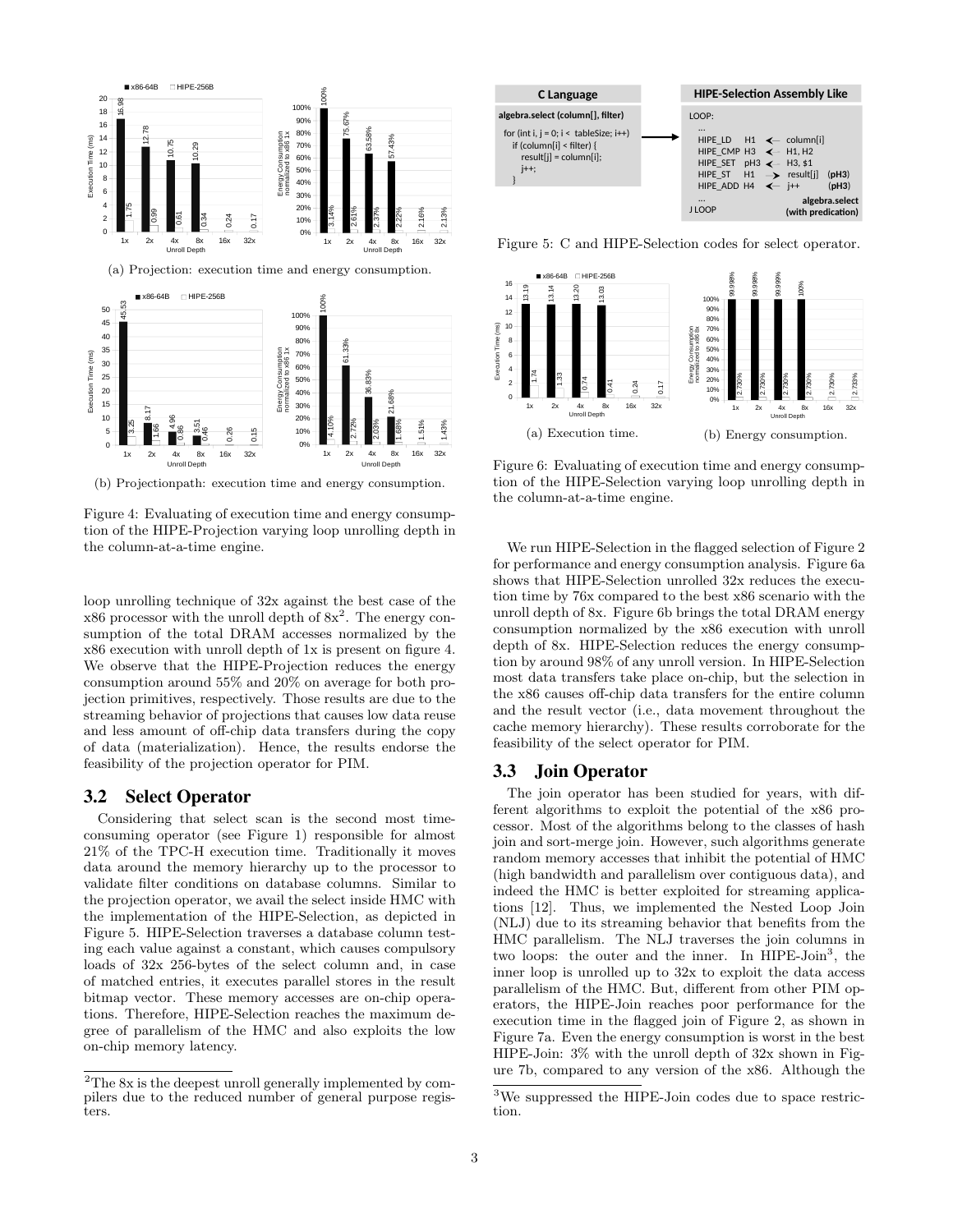(a) Projection: execution time and energy consumption.

(b) Projectionpath: execution time and energy consumption.

Figure 4: Evaluating of execution time and energy consumption of the HIPE-Projection varying loop unrolling depth in the column-at-a-time engine.

loop unrolling technique of 32x against the best case of the x86 processor with the unroll depth of 8x[2]. The energy consumption of the total DRAM accesses normalized by the x86 execution with unroll depth of 1x is present on figure 4. We observe that the HIPE-Projection reduces the energy consumption around 55% and 20% on average for both projection primitives, respectively. Those results are due to the streaming behavior of projections that causes low data reuse and less amount of off-chip data transfers during the copy of data (materialization). Hence, the results endorse the feasibility of the projection operator for PIM.

## 3.2 Select Operator

Considering that select scan is the second most time-consuming operator (see Figure 1) responsible for almost 21% of the TPC-H execution time. Traditionally it moves data around the memory hierarchy up to the processor to validate filter conditions on database columns. Similar to the projection operator, we avail the select inside HMC with the implementation of the HIPE-Selection, as depicted in Figure 5. HIPE-Selection traverses a database column testing each value against a constant, which causes compulsory loads of 32x 256-bytes of the select column and, in case of matched entries, it executes parallel stores in the result bitmap vector. These memory accesses are on-chip operations. Therefore, HIPE-Selection reaches the maximum degree of parallelism of the HMC and also exploits the low on-chip memory latency.

[2]The 8x is the deepest unroll generally implemented by compilers due to the reduced number of general purpose registers.

**C Language**

**algebra.select (column[], filter)**

```
for (int i, j = 0; i < tableSize; i++)
    if (column[i] < filter) {
        result[j] = column[i];
        j++;
    }
```

**HIPE-Selection Assembly Like**

```
LOOP:
  ...
  HIPE_LD    H1   <-  column[i]
  HIPE_CMP   H3   <-  H1, H2
  HIPE_SET   pH3  <-  H3, $1
  HIPE_ST    H1   ->  result[j]   (pH3)
  HIPE_ADD   H4   <-  j++         (pH3)
  ...
J LOOP
```

**algebra.select (with predication)**

Figure 5: C and HIPE-Selection codes for select operator.

(a) Execution time.

(b) Energy consumption.

Figure 6: Evaluating of execution time and energy consumption of the HIPE-Selection varying loop unrolling depth in the column-at-a-time engine.

We run HIPE-Selection in the flagged selection of Figure 2 for performance and energy consumption analysis. Figure 6a shows that HIPE-Selection unrolled 32x reduces the execution time by 76x compared to the best x86 scenario with the unroll depth of 8x. Figure 6b brings the total DRAM energy consumption normalized by the x86 execution with unroll depth of 8x. HIPE-Selection reduces the energy consumption by around 98% of any unroll version. In HIPE-Selection most data transfers take place on-chip, but the selection in the x86 causes off-chip data transfers for the entire column and the result vector (i.e., data movement throughout the cache memory hierarchy). These results corroborate for the feasibility of the select operator for PIM.

## 3.3 Join Operator

The join operator has been studied for years, with different algorithms to exploit the potential of the x86 processor. Most of the algorithms belong to the classes of hash join and sort-merge join. However, such algorithms generate random memory accesses that inhibit the potential of HMC (high bandwidth and parallelism over contiguous data), and indeed the HMC is better exploited for streaming applications [12]. Thus, we implemented the Nested Loop Join (NLJ) due to its streaming behavior that benefits from the HMC parallelism. The NLJ traverses the join columns in two loops: the outer and the inner. In HIPE-Join[3], the inner loop is unrolled up to 32x to exploit the data access parallelism of the HMC. But, different from other PIM operators, the HIPE-Join reaches poor performance for the execution time in the flagged join of Figure 2, as shown in Figure 7a. Even the energy consumption is worst in the best HIPE-Join: 3% with the unroll depth of 32x shown in Figure 7b, compared to any version of the x86. Although the

[3]We suppressed the HIPE-Join codes due to space restriction.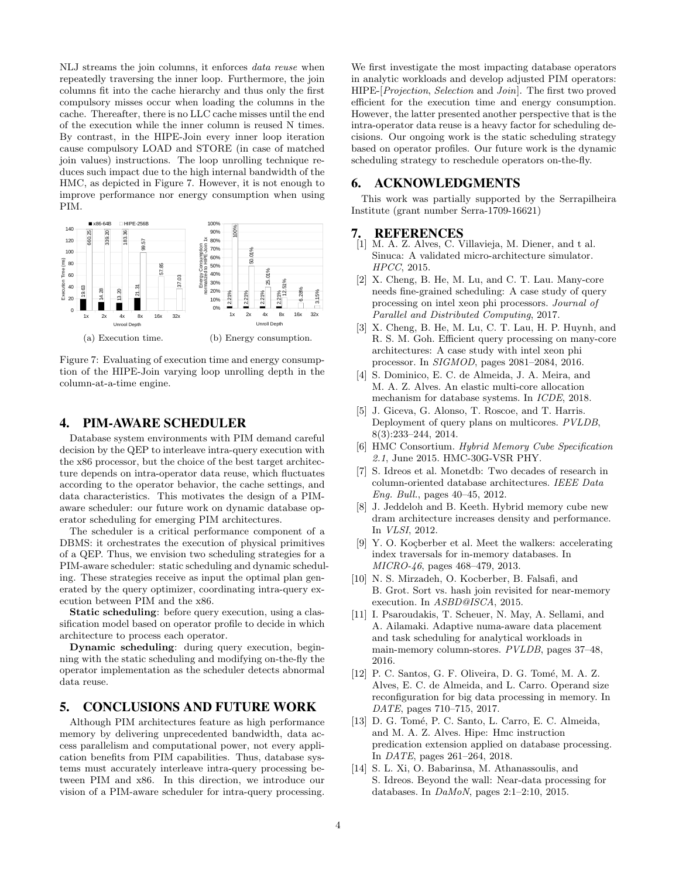NLJ streams the join columns, it enforces *data reuse* when repeatedly traversing the inner loop. Furthermore, the join columns fit into the cache hierarchy and thus only the first compulsory misses occur when loading the columns in the cache. Thereafter, there is no LLC cache misses until the end of the execution while the inner column is reused N times. By contrast, in the HIPE-Join every inner loop iteration cause compulsory LOAD and STORE (in case of matched join values) instructions. The loop unrolling technique reduces such impact due to the high internal bandwidth of the HMC, as depicted in Figure 7. However, it is not enough to improve performance nor energy consumption when using PIM.

■ x86-64B □ HIPE-256B

Execution Time (ms)

140
120
100
80
60
40
20
0

19.63
660.25
14.28
339.20
13.20
183.36
21.31
99.57
57.85
37.03

1x 2x 4x 8x 16x 32x

Unrool Depth

(a) Execution time.

Energy Consumption normalized to HIPE-Join 1x

100%
90%
80%
70%
60%
50%
40%
30%
20%
10%
0%

2.21%
100%
2.21%
50.01%
2.21%
25.01%
2.21%
12.51%
6.28%
3.15%

1x 2x 4x 8x 16x 32x

Unroll Depth

(b) Energy consumption.

Figure 7: Evaluating of execution time and energy consumption of the HIPE-Join varying loop unrolling depth in the column-at-a-time engine.

# 4. PIM-AWARE SCHEDULER

Database system environments with PIM demand careful decision by the QEP to interleave intra-query execution with the x86 processor, but the choice of the best target architecture depends on intra-operator data reuse, which fluctuates according to the operator behavior, the cache settings, and data characteristics. This motivates the design of a PIM-aware scheduler: our future work on dynamic database operator scheduling for emerging PIM architectures.

The scheduler is a critical performance component of a DBMS: it orchestrates the execution of physical primitives of a QEP. Thus, we envision two scheduling strategies for a PIM-aware scheduler: static scheduling and dynamic scheduling. These strategies receive as input the optimal plan generated by the query optimizer, coordinating intra-query execution between PIM and the x86.

**Static scheduling**: before query execution, using a classification model based on operator profile to decide in which architecture to process each operator.

**Dynamic scheduling**: during query execution, beginning with the static scheduling and modifying on-the-fly the operator implementation as the scheduler detects abnormal data reuse.

# 5. CONCLUSIONS AND FUTURE WORK

Although PIM architectures feature as high performance memory by delivering unprecedented bandwidth, data access parallelism and computational power, not every application benefits from PIM capabilities. Thus, database systems must accurately interleave intra-query processing between PIM and x86. In this direction, we introduce our vision of a PIM-aware scheduler for intra-query processing. We first investigate the most impacting database operators in analytic workloads and develop adjusted PIM operators: HIPE-[*Projection*, *Selection* and *Join*]. The first two proved efficient for the execution time and energy consumption. However, the latter presented another perspective that is the intra-operator data reuse is a heavy factor for scheduling decisions. Our ongoing work is the static scheduling strategy based on operator profiles. Our future work is the dynamic scheduling strategy to reschedule operators on-the-fly.

# 6. ACKNOWLEDGMENTS

This work was partially supported by the Serrapilheira Institute (grant number Serra-1709-16621)

# 7. REFERENCES

[1] M. A. Z. Alves, C. Villavieja, M. Diener, and t al. Sinuca: A validated micro-architecture simulator. *HPCC*, 2015.

[2] X. Cheng, B. He, M. Lu, and C. T. Lau. Many-core needs fine-grained scheduling: A case study of query processing on intel xeon phi processors. *Journal of Parallel and Distributed Computing*, 2017.

[3] X. Cheng, B. He, M. Lu, C. T. Lau, H. P. Huynh, and R. S. M. Goh. Efficient query processing on many-core architectures: A case study with intel xeon phi processor. In *SIGMOD*, pages 2081–2084, 2016.

[4] S. Dominico, E. C. de Almeida, J. A. Meira, and M. A. Z. Alves. An elastic multi-core allocation mechanism for database systems. In *ICDE*, 2018.

[5] J. Giceva, G. Alonso, T. Roscoe, and T. Harris. Deployment of query plans on multicores. *PVLDB*, 8(3):233–244, 2014.

[6] HMC Consortium. *Hybrid Memory Cube Specification 2.1*, June 2015. HMC-30G-VSR PHY.

[7] S. Idreos et al. Monetdb: Two decades of research in column-oriented database architectures. *IEEE Data Eng. Bull.*, pages 40–45, 2012.

[8] J. Jeddeloh and B. Keeth. Hybrid memory cube new dram architecture increases density and performance. In *VLSI*, 2012.

[9] Y. O. Koçberber et al. Meet the walkers: accelerating index traversals for in-memory databases. In *MICRO-46*, pages 468–479, 2013.

[10] N. S. Mirzadeh, O. Kocberber, B. Falsafi, and B. Grot. Sort vs. hash join revisited for near-memory execution. In *ASBD@ISCA*, 2015.

[11] I. Psaroudakis, T. Scheuer, N. May, A. Sellami, and A. Ailamaki. Adaptive numa-aware data placement and task scheduling for analytical workloads in main-memory column-stores. *PVLDB*, pages 37–48, 2016.

[12] P. C. Santos, G. F. Oliveira, D. G. Tomé, M. A. Z. Alves, E. C. de Almeida, and L. Carro. Operand size reconfiguration for big data processing in memory. In *DATE*, pages 710–715, 2017.

[13] D. G. Tomé, P. C. Santo, L. Carro, E. C. Almeida, and M. A. Z. Alves. Hipe: Hmc instruction predication extension applied on database processing. In *DATE*, pages 261–264, 2018.

[14] S. L. Xi, O. Babarinsa, M. Athanassoulis, and S. Idreos. Beyond the wall: Near-data processing for databases. In *DaMoN*, pages 2:1–2:10, 2015.